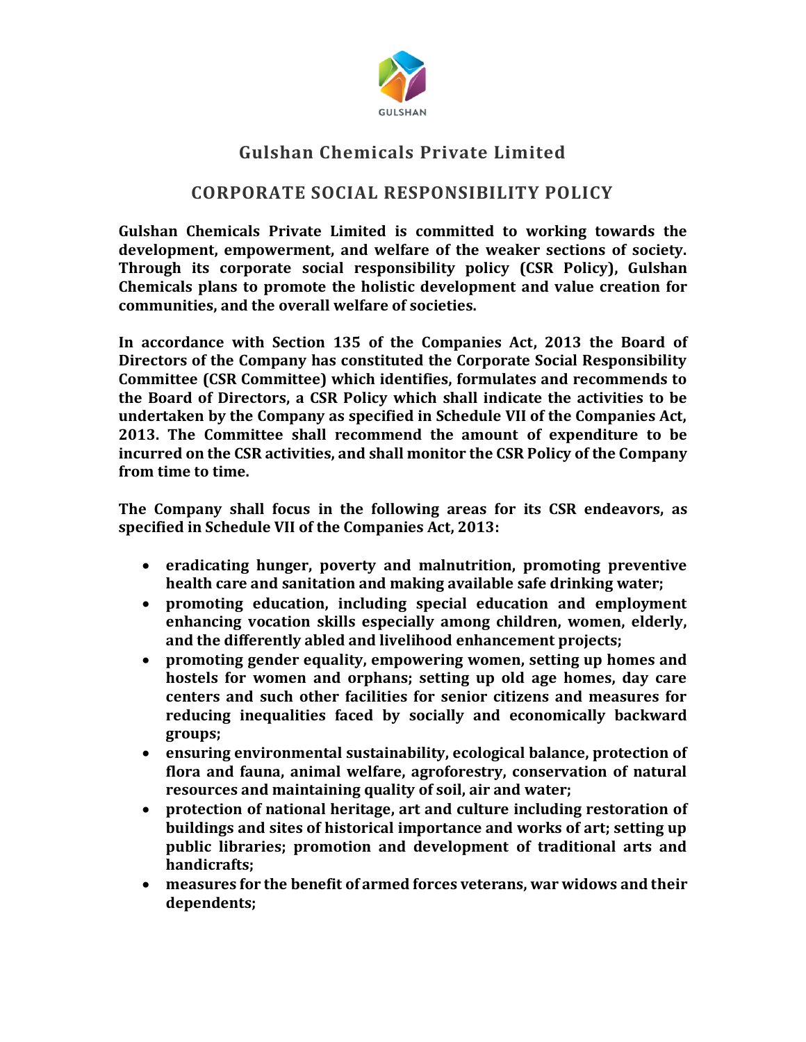GULSHAN

# Gulshan Chemicals Private Limited

## CORPORATE SOCIAL RESPONSIBILITY POLICY

**Gulshan Chemicals Private Limited is committed to working towards the development, empowerment, and welfare of the weaker sections of society. Through its corporate social responsibility policy (CSR Policy), Gulshan Chemicals plans to promote the holistic development and value creation for communities, and the overall welfare of societies.**

**In accordance with Section 135 of the Companies Act, 2013 the Board of Directors of the Company has constituted the Corporate Social Responsibility Committee (CSR Committee) which identifies, formulates and recommends to the Board of Directors, a CSR Policy which shall indicate the activities to be undertaken by the Company as specified in Schedule VII of the Companies Act, 2013. The Committee shall recommend the amount of expenditure to be incurred on the CSR activities, and shall monitor the CSR Policy of the Company from time to time.**

**The Company shall focus in the following areas for its CSR endeavors, as specified in Schedule VII of the Companies Act, 2013:**

- **eradicating hunger, poverty and malnutrition, promoting preventive health care and sanitation and making available safe drinking water;**
- **promoting education, including special education and employment enhancing vocation skills especially among children, women, elderly, and the differently abled and livelihood enhancement projects;**
- **promoting gender equality, empowering women, setting up homes and hostels for women and orphans; setting up old age homes, day care centers and such other facilities for senior citizens and measures for reducing inequalities faced by socially and economically backward groups;**
- **ensuring environmental sustainability, ecological balance, protection of flora and fauna, animal welfare, agroforestry, conservation of natural resources and maintaining quality of soil, air and water;**
- **protection of national heritage, art and culture including restoration of buildings and sites of historical importance and works of art; setting up public libraries; promotion and development of traditional arts and handicrafts;**
- **measures for the benefit of armed forces veterans, war widows and their dependents;**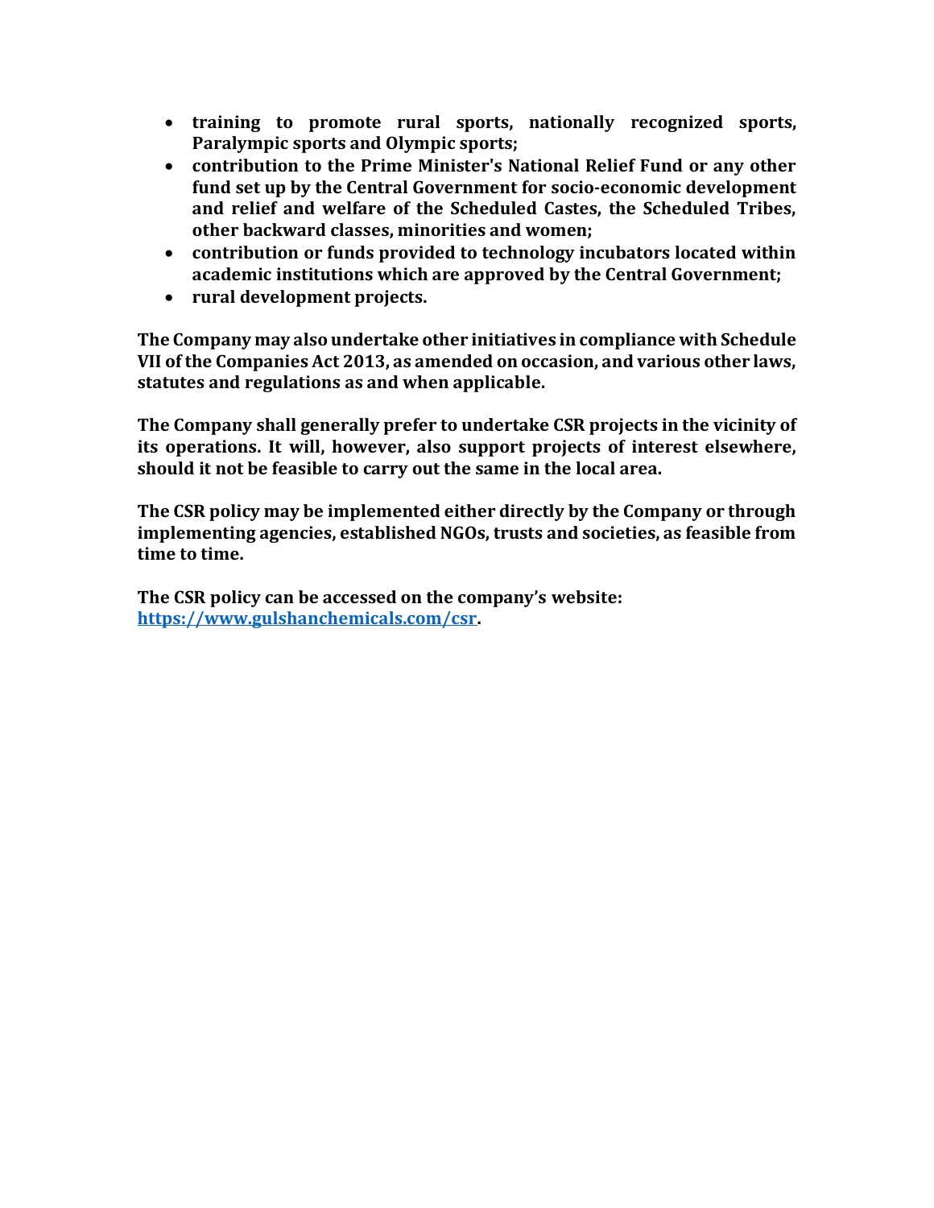- **training to promote rural sports, nationally recognized sports, Paralympic sports and Olympic sports;**
- **contribution to the Prime Minister's National Relief Fund or any other fund set up by the Central Government for socio-economic development and relief and welfare of the Scheduled Castes, the Scheduled Tribes, other backward classes, minorities and women;**
- **contribution or funds provided to technology incubators located within academic institutions which are approved by the Central Government;**
- **rural development projects.**

**The Company may also undertake other initiatives in compliance with Schedule VII of the Companies Act 2013, as amended on occasion, and various other laws, statutes and regulations as and when applicable.**

**The Company shall generally prefer to undertake CSR projects in the vicinity of its operations. It will, however, also support projects of interest elsewhere, should it not be feasible to carry out the same in the local area.**

**The CSR policy may be implemented either directly by the Company or through implementing agencies, established NGOs, trusts and societies, as feasible from time to time.**

**The CSR policy can be accessed on the company's website: [https://www.gulshanchemicals.com/csr](https://www.gulshanchemicals.com/csr).**